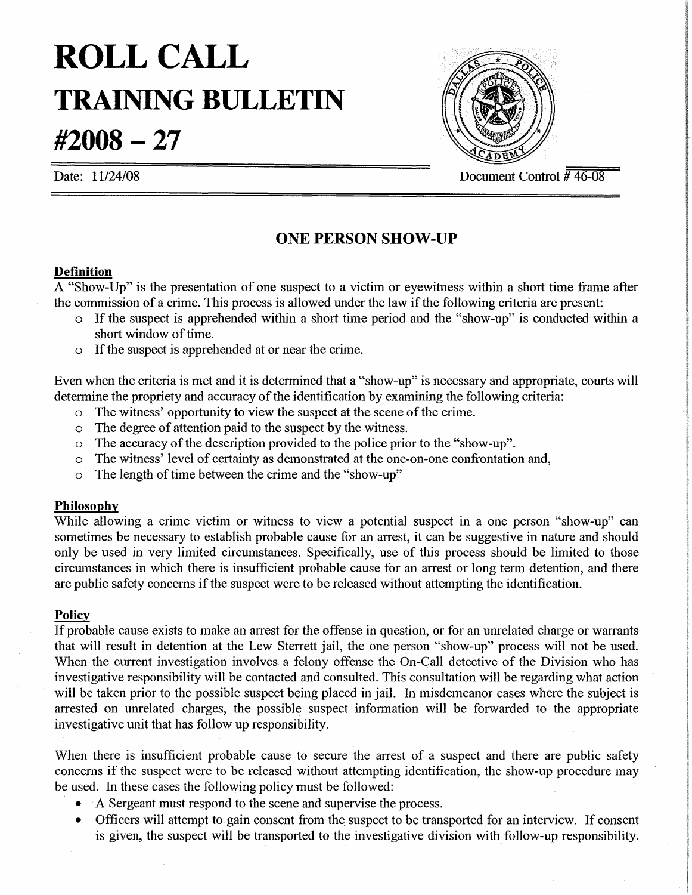# ROLL CALL
# TRAINING BULLETIN
# #2008 – 27

Date: 11/24/08

Document Control # 46-08

## ONE PERSON SHOW-UP

### Definition

A "Show-Up" is the presentation of one suspect to a victim or eyewitness within a short time frame after the commission of a crime. This process is allowed under the law if the following criteria are present:

- If the suspect is apprehended within a short time period and the "show-up" is conducted within a short window of time.
- If the suspect is apprehended at or near the crime.

Even when the criteria is met and it is determined that a "show-up" is necessary and appropriate, courts will determine the propriety and accuracy of the identification by examining the following criteria:

- The witness' opportunity to view the suspect at the scene of the crime.
- The degree of attention paid to the suspect by the witness.
- The accuracy of the description provided to the police prior to the "show-up".
- The witness' level of certainty as demonstrated at the one-on-one confrontation and,
- The length of time between the crime and the "show-up"

### Philosophy

While allowing a crime victim or witness to view a potential suspect in a one person "show-up" can sometimes be necessary to establish probable cause for an arrest, it can be suggestive in nature and should only be used in very limited circumstances. Specifically, use of this process should be limited to those circumstances in which there is insufficient probable cause for an arrest or long term detention, and there are public safety concerns if the suspect were to be released without attempting the identification.

### Policy

If probable cause exists to make an arrest for the offense in question, or for an unrelated charge or warrants that will result in detention at the Lew Sterrett jail, the one person "show-up" process will not be used. When the current investigation involves a felony offense the On-Call detective of the Division who has investigative responsibility will be contacted and consulted. This consultation will be regarding what action will be taken prior to the possible suspect being placed in jail. In misdemeanor cases where the subject is arrested on unrelated charges, the possible suspect information will be forwarded to the appropriate investigative unit that has follow up responsibility.

When there is insufficient probable cause to secure the arrest of a suspect and there are public safety concerns if the suspect were to be released without attempting identification, the show-up procedure may be used. In these cases the following policy must be followed:

- A Sergeant must respond to the scene and supervise the process.
- Officers will attempt to gain consent from the suspect to be transported for an interview. If consent is given, the suspect will be transported to the investigative division with follow-up responsibility.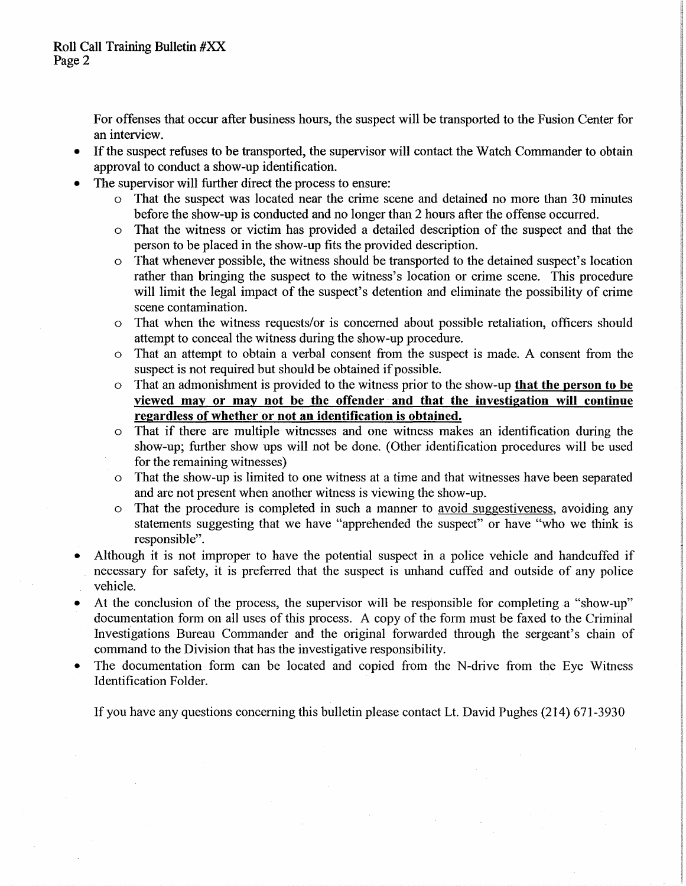For offenses that occur after business hours, the suspect will be transported to the Fusion Center for an interview.

- If the suspect refuses to be transported, the supervisor will contact the Watch Commander to obtain approval to conduct a show-up identification.
- The supervisor will further direct the process to ensure:
  - That the suspect was located near the crime scene and detained no more than 30 minutes before the show-up is conducted and no longer than 2 hours after the offense occurred.
  - That the witness or victim has provided a detailed description of the suspect and that the person to be placed in the show-up fits the provided description.
  - That whenever possible, the witness should be transported to the detained suspect's location rather than bringing the suspect to the witness's location or crime scene. This procedure will limit the legal impact of the suspect's detention and eliminate the possibility of crime scene contamination.
  - That when the witness requests/or is concerned about possible retaliation, officers should attempt to conceal the witness during the show-up procedure.
  - That an attempt to obtain a verbal consent from the suspect is made. A consent from the suspect is not required but should be obtained if possible.
  - That an admonishment is provided to the witness prior to the show-up **that the person to be viewed may or may not be the offender and that the investigation will continue regardless of whether or not an identification is obtained.**
  - That if there are multiple witnesses and one witness makes an identification during the show-up; further show ups will not be done. (Other identification procedures will be used for the remaining witnesses)
  - That the show-up is limited to one witness at a time and that witnesses have been separated and are not present when another witness is viewing the show-up.
  - That the procedure is completed in such a manner to avoid suggestiveness, avoiding any statements suggesting that we have "apprehended the suspect" or have "who we think is responsible".
- Although it is not improper to have the potential suspect in a police vehicle and handcuffed if necessary for safety, it is preferred that the suspect is unhand cuffed and outside of any police vehicle.
- At the conclusion of the process, the supervisor will be responsible for completing a "show-up" documentation form on all uses of this process. A copy of the form must be faxed to the Criminal Investigations Bureau Commander and the original forwarded through the sergeant's chain of command to the Division that has the investigative responsibility.
- The documentation form can be located and copied from the N-drive from the Eye Witness Identification Folder.

If you have any questions concerning this bulletin please contact Lt. David Pughes (214) 671-3930